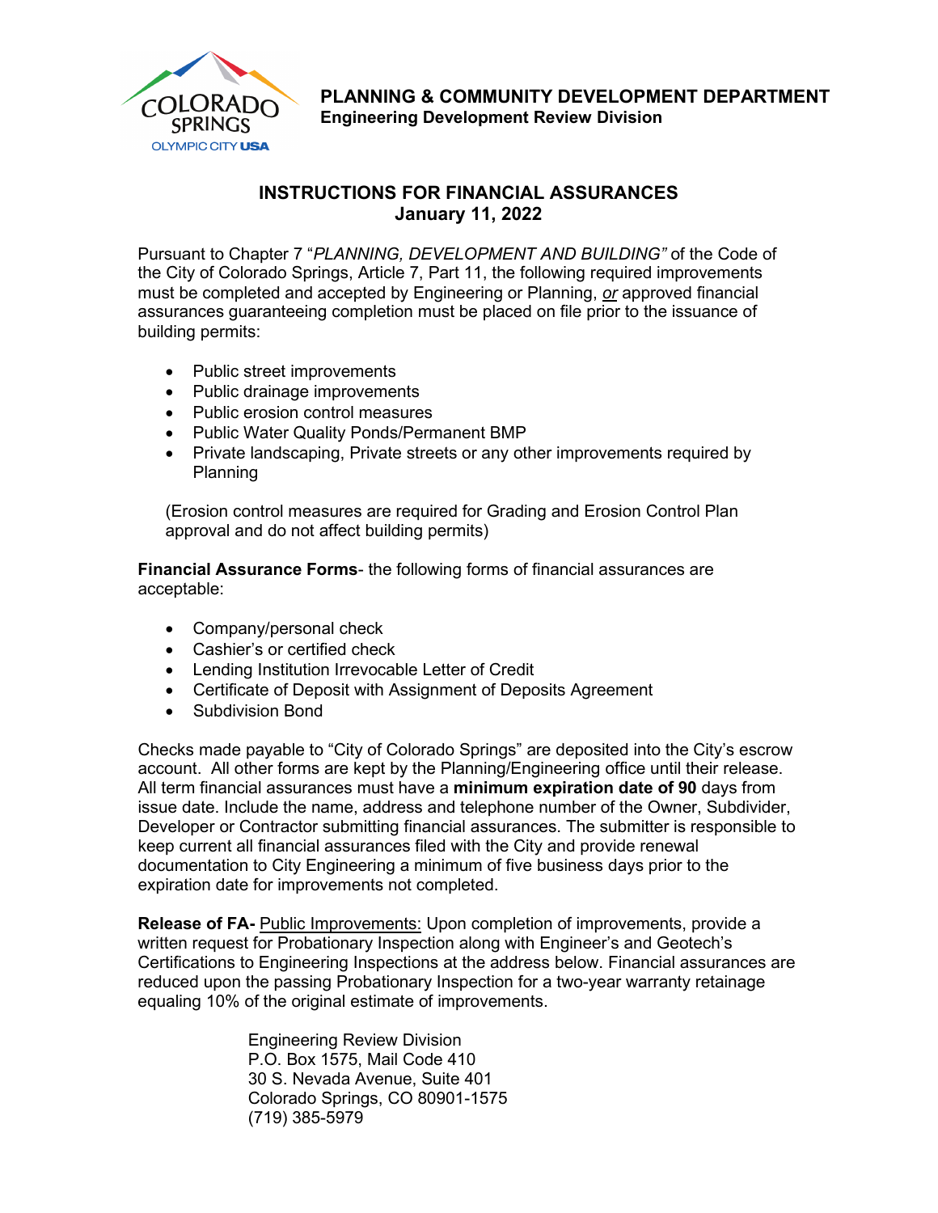**PLANNING & COMMUNITY DEVELOPMENT DEPARTMENT**
**Engineering Development Review Division**

# INSTRUCTIONS FOR FINANCIAL ASSURANCES
## January 11, 2022

Pursuant to Chapter 7 "*PLANNING, DEVELOPMENT AND BUILDING"* of the Code of the City of Colorado Springs, Article 7, Part 11, the following required improvements must be completed and accepted by Engineering or Planning, *or* approved financial assurances guaranteeing completion must be placed on file prior to the issuance of building permits:

- Public street improvements
- Public drainage improvements
- Public erosion control measures
- Public Water Quality Ponds/Permanent BMP
- Private landscaping, Private streets or any other improvements required by Planning

(Erosion control measures are required for Grading and Erosion Control Plan approval and do not affect building permits)

**Financial Assurance Forms**- the following forms of financial assurances are acceptable:

- Company/personal check
- Cashier's or certified check
- Lending Institution Irrevocable Letter of Credit
- Certificate of Deposit with Assignment of Deposits Agreement
- Subdivision Bond

Checks made payable to "City of Colorado Springs" are deposited into the City's escrow account. All other forms are kept by the Planning/Engineering office until their release. All term financial assurances must have a **minimum expiration date of 90** days from issue date. Include the name, address and telephone number of the Owner, Subdivider, Developer or Contractor submitting financial assurances. The submitter is responsible to keep current all financial assurances filed with the City and provide renewal documentation to City Engineering a minimum of five business days prior to the expiration date for improvements not completed.

**Release of FA-** Public Improvements: Upon completion of improvements, provide a written request for Probationary Inspection along with Engineer's and Geotech's Certifications to Engineering Inspections at the address below. Financial assurances are reduced upon the passing Probationary Inspection for a two-year warranty retainage equaling 10% of the original estimate of improvements.

Engineering Review Division
P.O. Box 1575, Mail Code 410
30 S. Nevada Avenue, Suite 401
Colorado Springs, CO 80901-1575
(719) 385-5979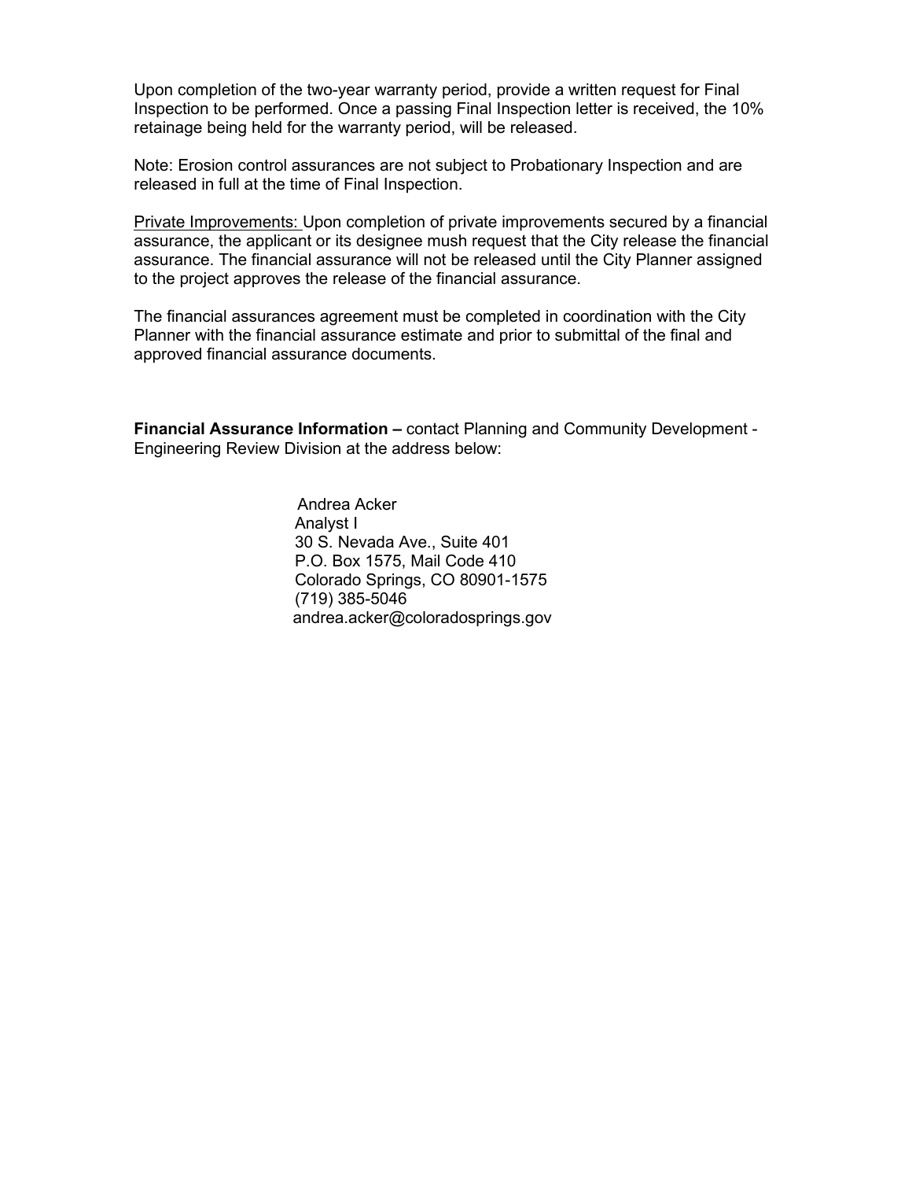Upon completion of the two-year warranty period, provide a written request for Final Inspection to be performed. Once a passing Final Inspection letter is received, the 10% retainage being held for the warranty period, will be released.

Note: Erosion control assurances are not subject to Probationary Inspection and are released in full at the time of Final Inspection.

<u>Private Improvements:</u> Upon completion of private improvements secured by a financial assurance, the applicant or its designee mush request that the City release the financial assurance. The financial assurance will not be released until the City Planner assigned to the project approves the release of the financial assurance.

The financial assurances agreement must be completed in coordination with the City Planner with the financial assurance estimate and prior to submittal of the final and approved financial assurance documents.

**Financial Assurance Information –** contact Planning and Community Development - Engineering Review Division at the address below:

Andrea Acker
Analyst I
30 S. Nevada Ave., Suite 401
P.O. Box 1575, Mail Code 410
Colorado Springs, CO 80901-1575
(719) 385-5046
andrea.acker@coloradosprings.gov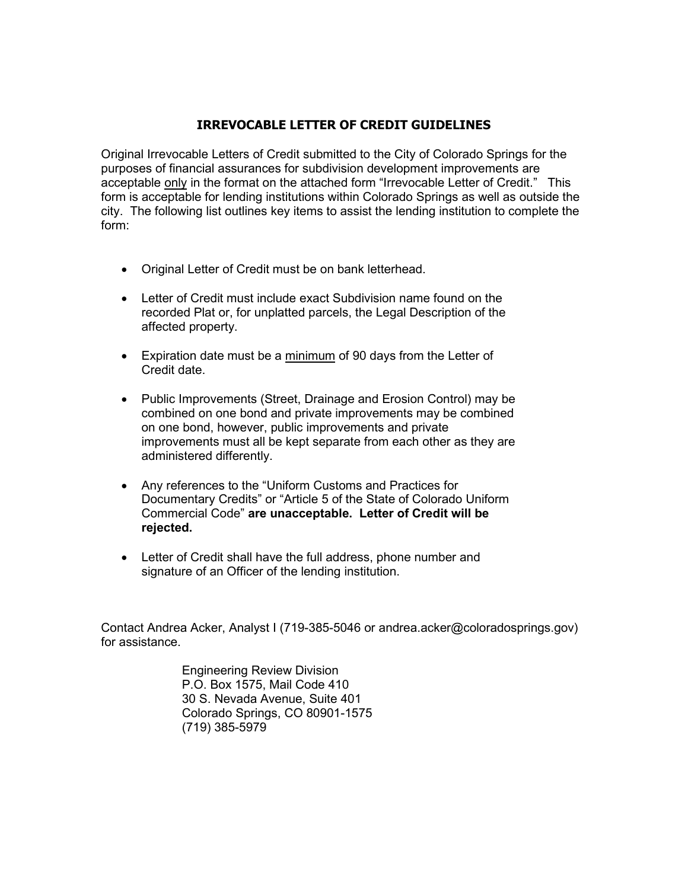## IRREVOCABLE LETTER OF CREDIT GUIDELINES

Original Irrevocable Letters of Credit submitted to the City of Colorado Springs for the purposes of financial assurances for subdivision development improvements are acceptable <u>only</u> in the format on the attached form "Irrevocable Letter of Credit." This form is acceptable for lending institutions within Colorado Springs as well as outside the city. The following list outlines key items to assist the lending institution to complete the form:

- Original Letter of Credit must be on bank letterhead.
- Letter of Credit must include exact Subdivision name found on the recorded Plat or, for unplatted parcels, the Legal Description of the affected property.
- Expiration date must be a <u>minimum</u> of 90 days from the Letter of Credit date.
- Public Improvements (Street, Drainage and Erosion Control) may be combined on one bond and private improvements may be combined on one bond, however, public improvements and private improvements must all be kept separate from each other as they are administered differently.
- Any references to the "Uniform Customs and Practices for Documentary Credits" or "Article 5 of the State of Colorado Uniform Commercial Code" **are unacceptable. Letter of Credit will be rejected.**
- Letter of Credit shall have the full address, phone number and signature of an Officer of the lending institution.

Contact Andrea Acker, Analyst I (719-385-5046 or andrea.acker@coloradosprings.gov) for assistance.

Engineering Review Division
P.O. Box 1575, Mail Code 410
30 S. Nevada Avenue, Suite 401
Colorado Springs, CO 80901-1575
(719) 385-5979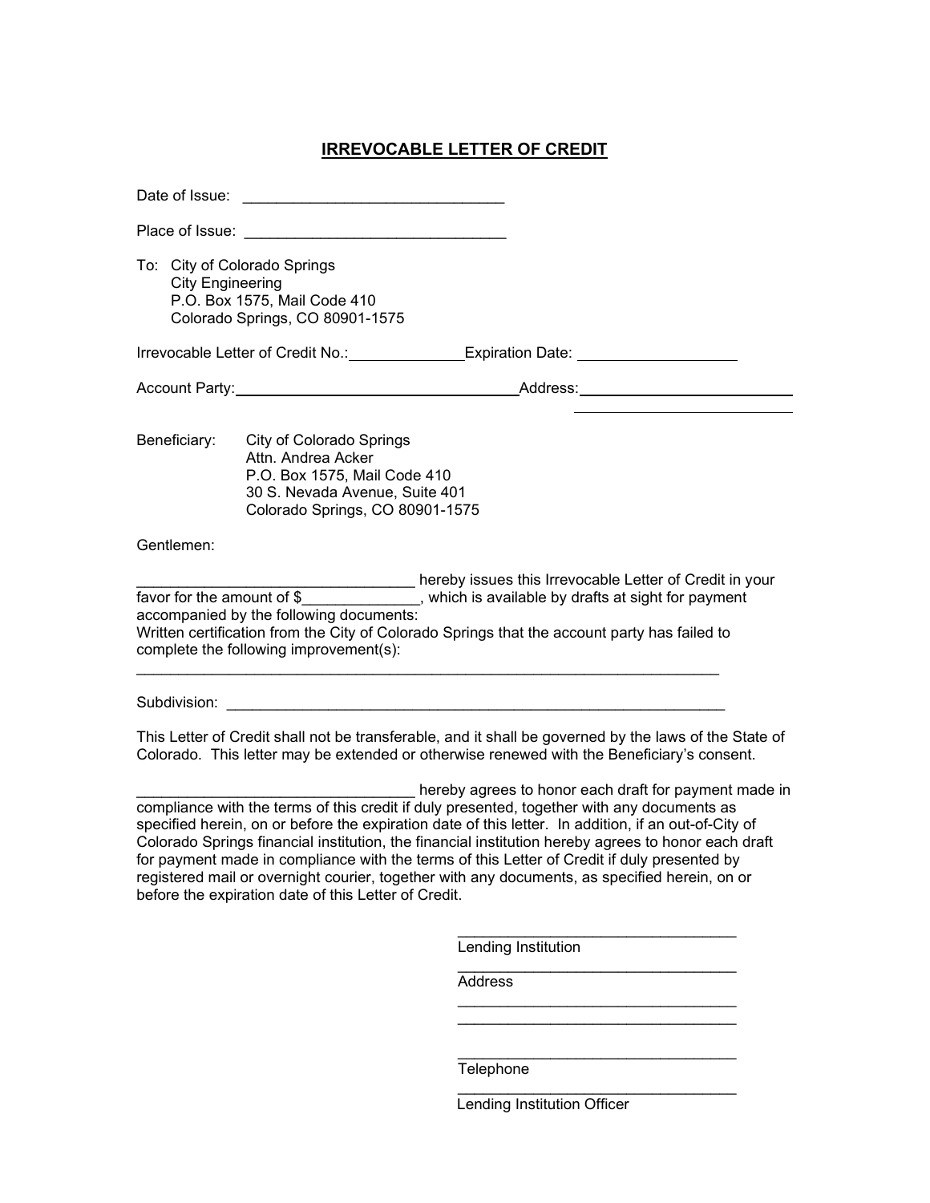# IRREVOCABLE LETTER OF CREDIT

Date of Issue: ______________________________

Place of Issue: ______________________________

To: City of Colorado Springs
City Engineering
P.O. Box 1575, Mail Code 410
Colorado Springs, CO 80901-1575

Irrevocable Letter of Credit No.:_____________ Expiration Date: ___________________

Account Party:________________________________ Address:________________________
________________________

Beneficiary: City of Colorado Springs
Attn. Andrea Acker
P.O. Box 1575, Mail Code 410
30 S. Nevada Avenue, Suite 401
Colorado Springs, CO 80901-1575

Gentlemen:

________________________________ hereby issues this Irrevocable Letter of Credit in your favor for the amount of $_____________, which is available by drafts at sight for payment accompanied by the following documents:
Written certification from the City of Colorado Springs that the account party has failed to complete the following improvement(s):
____________________________________________________________________

Subdivision: __________________________________________________________

This Letter of Credit shall not be transferable, and it shall be governed by the laws of the State of Colorado. This letter may be extended or otherwise renewed with the Beneficiary's consent.

________________________________ hereby agrees to honor each draft for payment made in compliance with the terms of this credit if duly presented, together with any documents as specified herein, on or before the expiration date of this letter. In addition, if an out-of-City of Colorado Springs financial institution, the financial institution hereby agrees to honor each draft for payment made in compliance with the terms of this Letter of Credit if duly presented by registered mail or overnight courier, together with any documents, as specified herein, on or before the expiration date of this Letter of Credit.

________________________________
Lending Institution

________________________________
Address
________________________________
________________________________

________________________________
Telephone

________________________________
Lending Institution Officer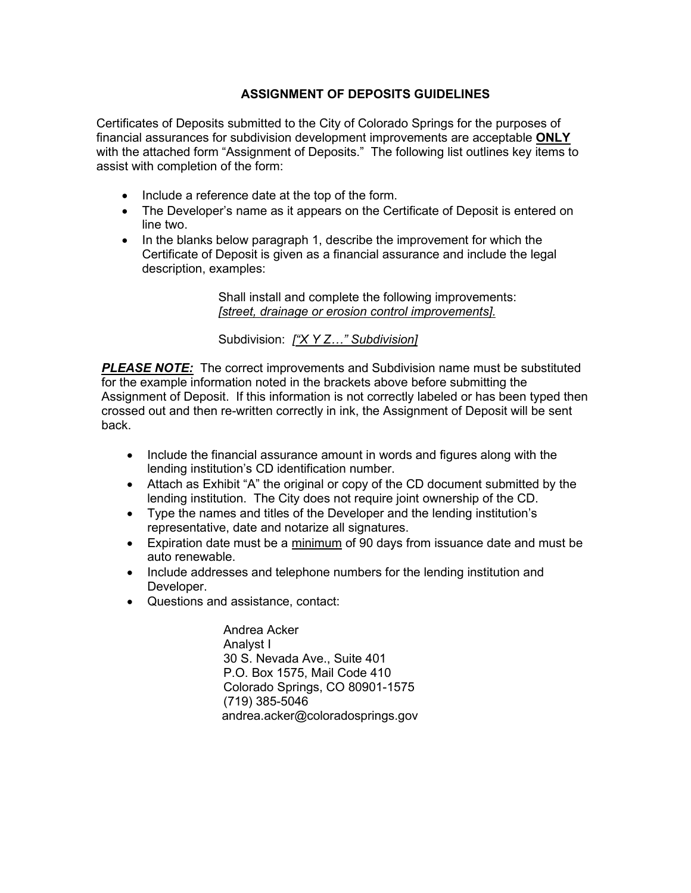## ASSIGNMENT OF DEPOSITS GUIDELINES

Certificates of Deposits submitted to the City of Colorado Springs for the purposes of financial assurances for subdivision development improvements are acceptable **ONLY** with the attached form "Assignment of Deposits." The following list outlines key items to assist with completion of the form:

- Include a reference date at the top of the form.
- The Developer's name as it appears on the Certificate of Deposit is entered on line two.
- In the blanks below paragraph 1, describe the improvement for which the Certificate of Deposit is given as a financial assurance and include the legal description, examples:

> Shall install and complete the following improvements:
> *[street, drainage or erosion control improvements].*
>
> Subdivision: *["X Y Z…" Subdivision]*

***PLEASE NOTE:*** The correct improvements and Subdivision name must be substituted for the example information noted in the brackets above before submitting the Assignment of Deposit. If this information is not correctly labeled or has been typed then crossed out and then re-written correctly in ink, the Assignment of Deposit will be sent back.

- Include the financial assurance amount in words and figures along with the lending institution's CD identification number.
- Attach as Exhibit "A" the original or copy of the CD document submitted by the lending institution. The City does not require joint ownership of the CD.
- Type the names and titles of the Developer and the lending institution's representative, date and notarize all signatures.
- Expiration date must be a minimum of 90 days from issuance date and must be auto renewable.
- Include addresses and telephone numbers for the lending institution and Developer.
- Questions and assistance, contact:

> Andrea Acker
> Analyst I
> 30 S. Nevada Ave., Suite 401
> P.O. Box 1575, Mail Code 410
> Colorado Springs, CO 80901-1575
> (719) 385-5046
> andrea.acker@coloradosprings.gov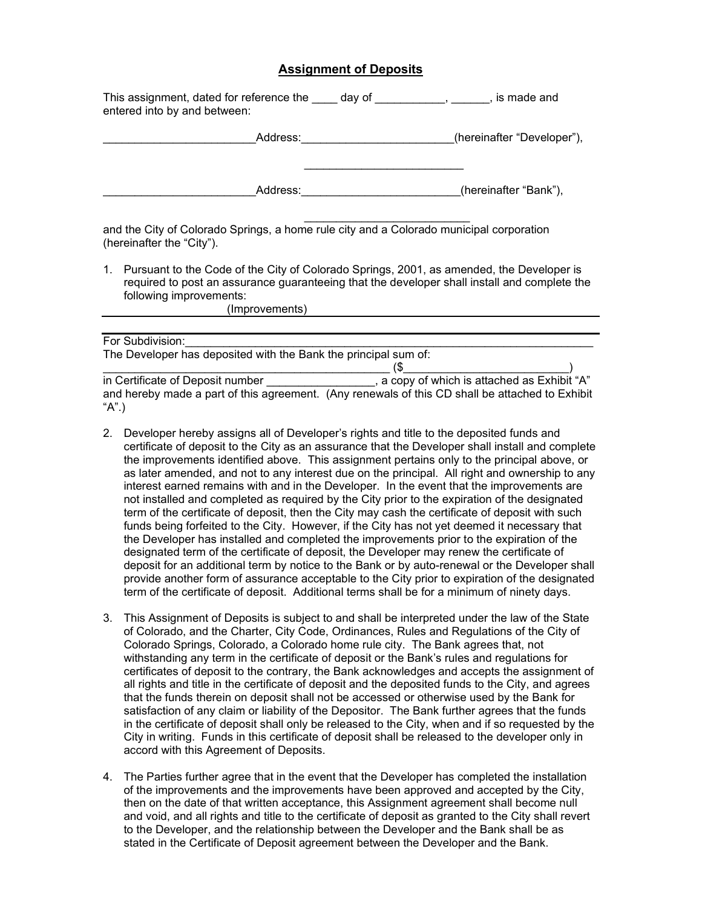# Assignment of Deposits

This assignment, dated for reference the ____ day of ___________, ______, is made and entered into by and between:

________________________Address:________________________(hereinafter "Developer"),

_________________________

________________________Address:_________________________(hereinafter "Bank"),

__________________________

and the City of Colorado Springs, a home rule city and a Colorado municipal corporation (hereinafter the "City").

1. Pursuant to the Code of the City of Colorado Springs, 2001, as amended, the Developer is required to post an assurance guaranteeing that the developer shall install and complete the following improvements:

   (Improvements)

For Subdivision:___________________________________________________________________

The Developer has deposited with the Bank the principal sum of:

______________________________________________ ($__________________________)

in Certificate of Deposit number ________________, a copy of which is attached as Exhibit "A" and hereby made a part of this agreement. (Any renewals of this CD shall be attached to Exhibit "A".)

2. Developer hereby assigns all of Developer's rights and title to the deposited funds and certificate of deposit to the City as an assurance that the Developer shall install and complete the improvements identified above. This assignment pertains only to the principal above, or as later amended, and not to any interest due on the principal. All right and ownership to any interest earned remains with and in the Developer. In the event that the improvements are not installed and completed as required by the City prior to the expiration of the designated term of the certificate of deposit, then the City may cash the certificate of deposit with such funds being forfeited to the City. However, if the City has not yet deemed it necessary that the Developer has installed and completed the improvements prior to the expiration of the designated term of the certificate of deposit, the Developer may renew the certificate of deposit for an additional term by notice to the Bank or by auto-renewal or the Developer shall provide another form of assurance acceptable to the City prior to expiration of the designated term of the certificate of deposit. Additional terms shall be for a minimum of ninety days.

3. This Assignment of Deposits is subject to and shall be interpreted under the law of the State of Colorado, and the Charter, City Code, Ordinances, Rules and Regulations of the City of Colorado Springs, Colorado, a Colorado home rule city. The Bank agrees that, not withstanding any term in the certificate of deposit or the Bank's rules and regulations for certificates of deposit to the contrary, the Bank acknowledges and accepts the assignment of all rights and title in the certificate of deposit and the deposited funds to the City, and agrees that the funds therein on deposit shall not be accessed or otherwise used by the Bank for satisfaction of any claim or liability of the Depositor. The Bank further agrees that the funds in the certificate of deposit shall only be released to the City, when and if so requested by the City in writing. Funds in this certificate of deposit shall be released to the developer only in accord with this Agreement of Deposits.

4. The Parties further agree that in the event that the Developer has completed the installation of the improvements and the improvements have been approved and accepted by the City, then on the date of that written acceptance, this Assignment agreement shall become null and void, and all rights and title to the certificate of deposit as granted to the City shall revert to the Developer, and the relationship between the Developer and the Bank shall be as stated in the Certificate of Deposit agreement between the Developer and the Bank.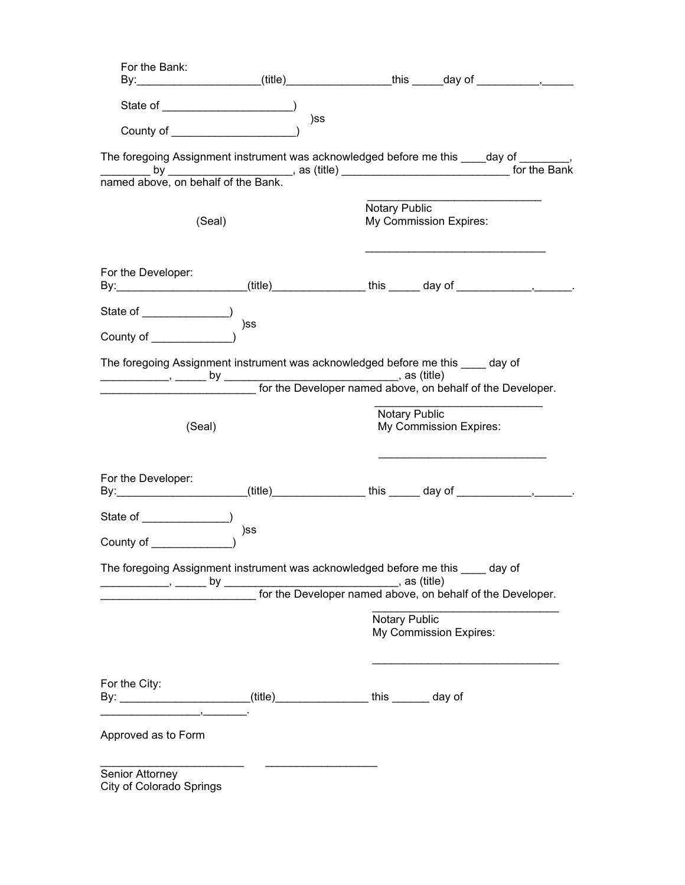For the Bank:
By:____________________(title)_________________this _____day of __________,_____

State of _____________________)
)ss
County of ____________________)

The foregoing Assignment instrument was acknowledged before me this ____day of ________, ________ by ____________________, as (title) ___________________________ for the Bank named above, on behalf of the Bank.

_____________________________
Notary Public
My Commission Expires:

(Seal)

_____________________________

For the Developer:
By:_____________________(title)_______________ this _____ day of ____________,______.

State of ______________)
)ss
County of _____________)

The foregoing Assignment instrument was acknowledged before me this ____ day of ___________, _____ by ____________________________, as (title) _________________________ for the Developer named above, on behalf of the Developer.

____________________________
Notary Public
My Commission Expires:

(Seal)

___________________________

For the Developer:
By:_____________________(title)_______________ this _____ day of ____________,______.

State of ______________)
)ss
County of _____________)

The foregoing Assignment instrument was acknowledged before me this ____ day of ___________, _____ by _____________________________, as (title) _________________________ for the Developer named above, on behalf of the Developer.

________________________________
Notary Public
My Commission Expires:

________________________________

For the City:
By: _____________________(title)_______________ this ______ day of ________________,_______.

Approved as to Form

_______________________ __________________
Senior Attorney
City of Colorado Springs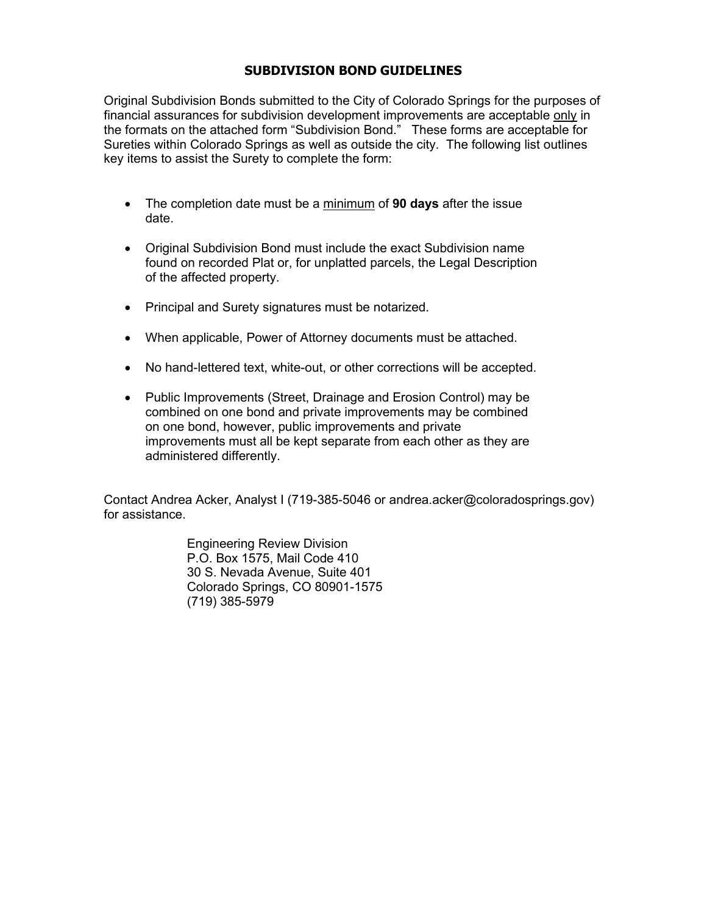# SUBDIVISION BOND GUIDELINES

Original Subdivision Bonds submitted to the City of Colorado Springs for the purposes of financial assurances for subdivision development improvements are acceptable <u>only</u> in the formats on the attached form "Subdivision Bond." These forms are acceptable for Sureties within Colorado Springs as well as outside the city. The following list outlines key items to assist the Surety to complete the form:

- The completion date must be a <u>minimum</u> of **90 days** after the issue date.
- Original Subdivision Bond must include the exact Subdivision name found on recorded Plat or, for unplatted parcels, the Legal Description of the affected property.
- Principal and Surety signatures must be notarized.
- When applicable, Power of Attorney documents must be attached.
- No hand-lettered text, white-out, or other corrections will be accepted.
- Public Improvements (Street, Drainage and Erosion Control) may be combined on one bond and private improvements may be combined on one bond, however, public improvements and private improvements must all be kept separate from each other as they are administered differently.

Contact Andrea Acker, Analyst I (719-385-5046 or andrea.acker@coloradosprings.gov) for assistance.

Engineering Review Division
P.O. Box 1575, Mail Code 410
30 S. Nevada Avenue, Suite 401
Colorado Springs, CO 80901-1575
(719) 385-5979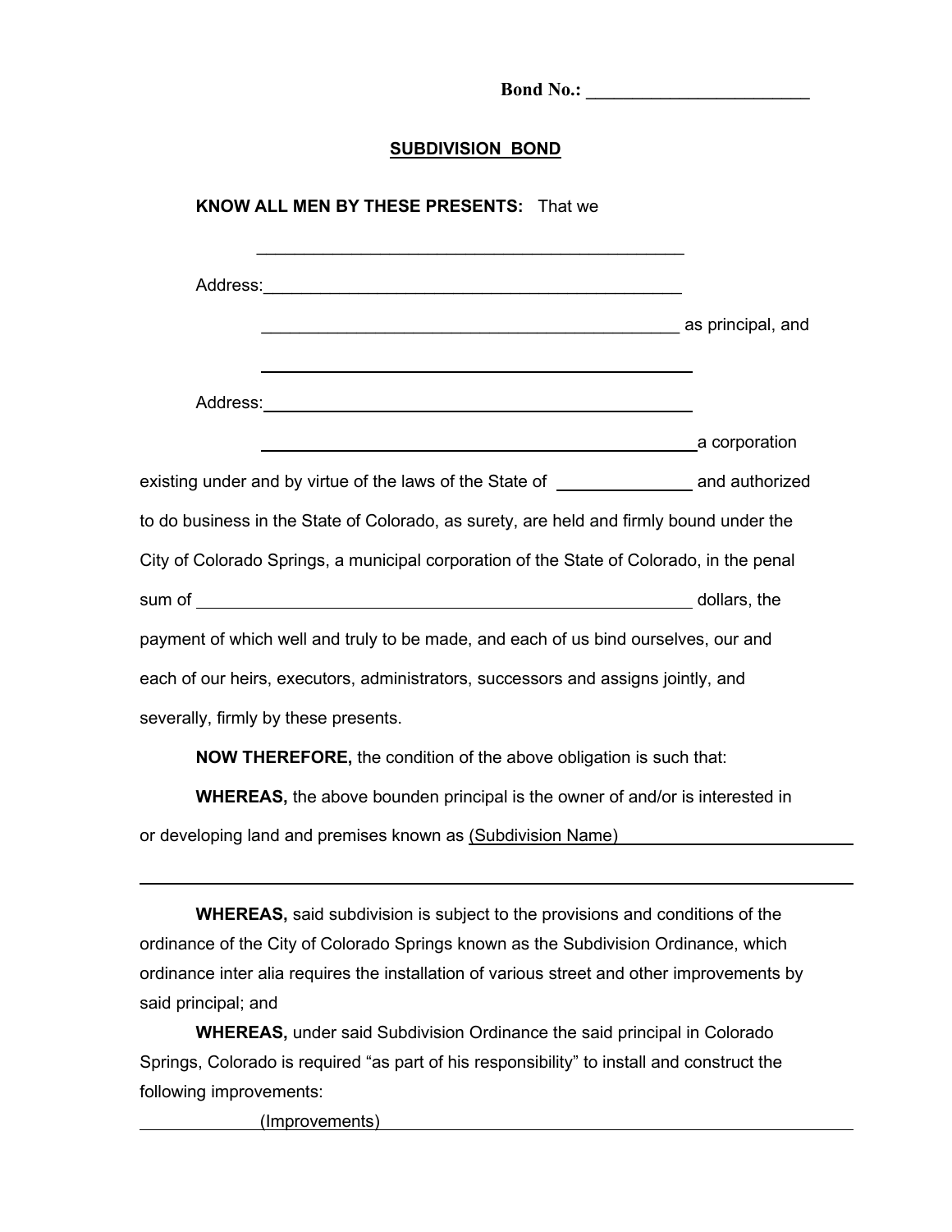**Bond No.: ________________________**

## SUBDIVISION BOND

**KNOW ALL MEN BY THESE PRESENTS:** That we

______________________________________________

Address:______________________________________________

______________________________________________ as principal, and

______________________________________________

Address:______________________________________________

______________________________________________a corporation

existing under and by virtue of the laws of the State of ______________ and authorized to do business in the State of Colorado, as surety, are held and firmly bound under the City of Colorado Springs, a municipal corporation of the State of Colorado, in the penal sum of ______________________________________________ dollars, the payment of which well and truly to be made, and each of us bind ourselves, our and each of our heirs, executors, administrators, successors and assigns jointly, and severally, firmly by these presents.

**NOW THEREFORE,** the condition of the above obligation is such that:

**WHEREAS,** the above bounden principal is the owner of and/or is interested in or developing land and premises known as (Subdivision Name)______________________________

______________________________________________________________________

**WHEREAS,** said subdivision is subject to the provisions and conditions of the ordinance of the City of Colorado Springs known as the Subdivision Ordinance, which ordinance inter alia requires the installation of various street and other improvements by said principal; and

**WHEREAS,** under said Subdivision Ordinance the said principal in Colorado Springs, Colorado is required "as part of his responsibility" to install and construct the following improvements:

(Improvements)______________________________________________________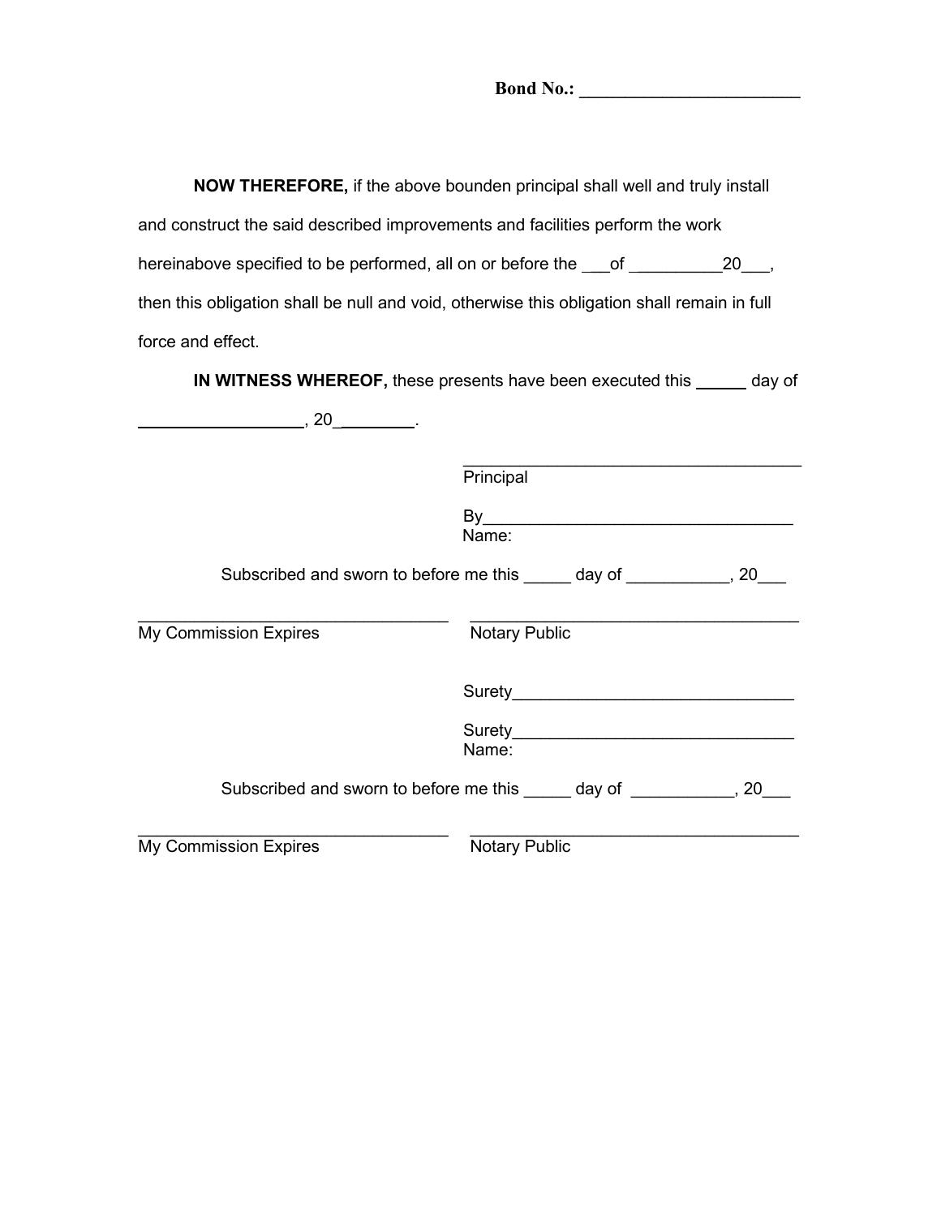**Bond No.:** ________________________

**NOW THEREFORE,** if the above bounden principal shall well and truly install and construct the said described improvements and facilities perform the work hereinabove specified to be performed, all on or before the ___of __________20___, then this obligation shall be null and void, otherwise this obligation shall remain in full force and effect.

**IN WITNESS WHEREOF,** these presents have been executed this _____ day of __________________, 20________.

______________________________________
Principal

By__________________________________
Name:

Subscribed and sworn to before me this _____ day of ___________, 20___

__________________________________ My Commission Expires

__________________________________ Notary Public

Surety______________________________

Surety______________________________
Name:

Subscribed and sworn to before me this _____ day of ___________, 20___

__________________________________ My Commission Expires

__________________________________ Notary Public